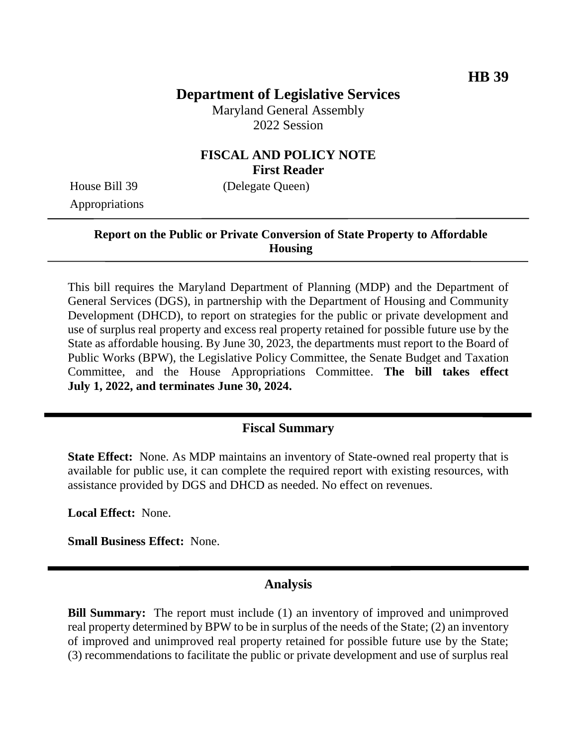**HB 39**

# Department of Legislative Services

Maryland General Assembly
2022 Session

## FISCAL AND POLICY NOTE
**First Reader**

House Bill 39 (Delegate Queen)
Appropriations

---

**Report on the Public or Private Conversion of State Property to Affordable Housing**

---

This bill requires the Maryland Department of Planning (MDP) and the Department of General Services (DGS), in partnership with the Department of Housing and Community Development (DHCD), to report on strategies for the public or private development and use of surplus real property and excess real property retained for possible future use by the State as affordable housing. By June 30, 2023, the departments must report to the Board of Public Works (BPW), the Legislative Policy Committee, the Senate Budget and Taxation Committee, and the House Appropriations Committee. **The bill takes effect July 1, 2022, and terminates June 30, 2024.**

---

## Fiscal Summary

**State Effect:** None. As MDP maintains an inventory of State-owned real property that is available for public use, it can complete the required report with existing resources, with assistance provided by DGS and DHCD as needed. No effect on revenues.

**Local Effect:** None.

**Small Business Effect:** None.

---

## Analysis

**Bill Summary:** The report must include (1) an inventory of improved and unimproved real property determined by BPW to be in surplus of the needs of the State; (2) an inventory of improved and unimproved real property retained for possible future use by the State; (3) recommendations to facilitate the public or private development and use of surplus real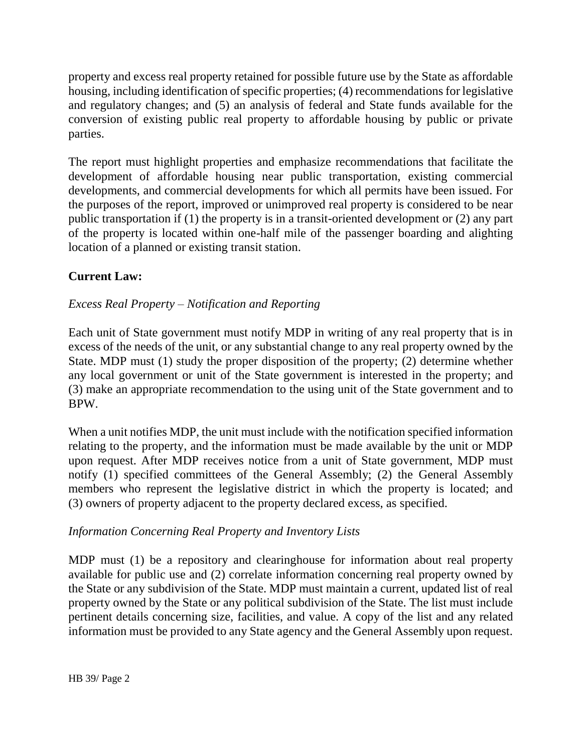property and excess real property retained for possible future use by the State as affordable housing, including identification of specific properties; (4) recommendations for legislative and regulatory changes; and (5) an analysis of federal and State funds available for the conversion of existing public real property to affordable housing by public or private parties.

The report must highlight properties and emphasize recommendations that facilitate the development of affordable housing near public transportation, existing commercial developments, and commercial developments for which all permits have been issued. For the purposes of the report, improved or unimproved real property is considered to be near public transportation if (1) the property is in a transit-oriented development or (2) any part of the property is located within one-half mile of the passenger boarding and alighting location of a planned or existing transit station.

**Current Law:**

*Excess Real Property – Notification and Reporting*

Each unit of State government must notify MDP in writing of any real property that is in excess of the needs of the unit, or any substantial change to any real property owned by the State. MDP must (1) study the proper disposition of the property; (2) determine whether any local government or unit of the State government is interested in the property; and (3) make an appropriate recommendation to the using unit of the State government and to BPW.

When a unit notifies MDP, the unit must include with the notification specified information relating to the property, and the information must be made available by the unit or MDP upon request. After MDP receives notice from a unit of State government, MDP must notify (1) specified committees of the General Assembly; (2) the General Assembly members who represent the legislative district in which the property is located; and (3) owners of property adjacent to the property declared excess, as specified.

*Information Concerning Real Property and Inventory Lists*

MDP must (1) be a repository and clearinghouse for information about real property available for public use and (2) correlate information concerning real property owned by the State or any subdivision of the State. MDP must maintain a current, updated list of real property owned by the State or any political subdivision of the State. The list must include pertinent details concerning size, facilities, and value. A copy of the list and any related information must be provided to any State agency and the General Assembly upon request.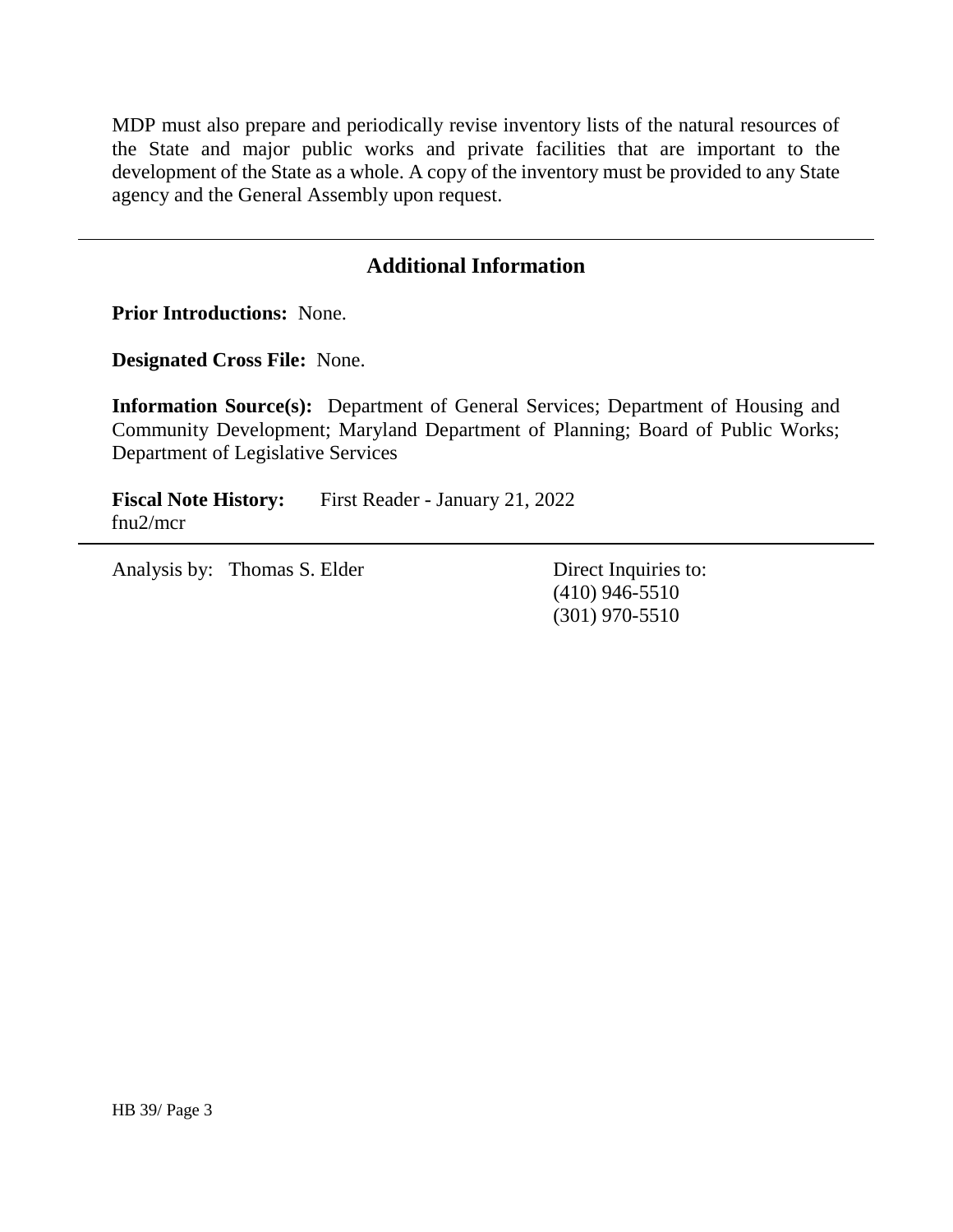MDP must also prepare and periodically revise inventory lists of the natural resources of the State and major public works and private facilities that are important to the development of the State as a whole. A copy of the inventory must be provided to any State agency and the General Assembly upon request.

---

## Additional Information

**Prior Introductions:** None.

**Designated Cross File:** None.

**Information Source(s):** Department of General Services; Department of Housing and Community Development; Maryland Department of Planning; Board of Public Works; Department of Legislative Services

**Fiscal Note History:** First Reader - January 21, 2022
fnu2/mcr

---

Analysis by: Thomas S. Elder

Direct Inquiries to:
(410) 946-5510
(301) 970-5510